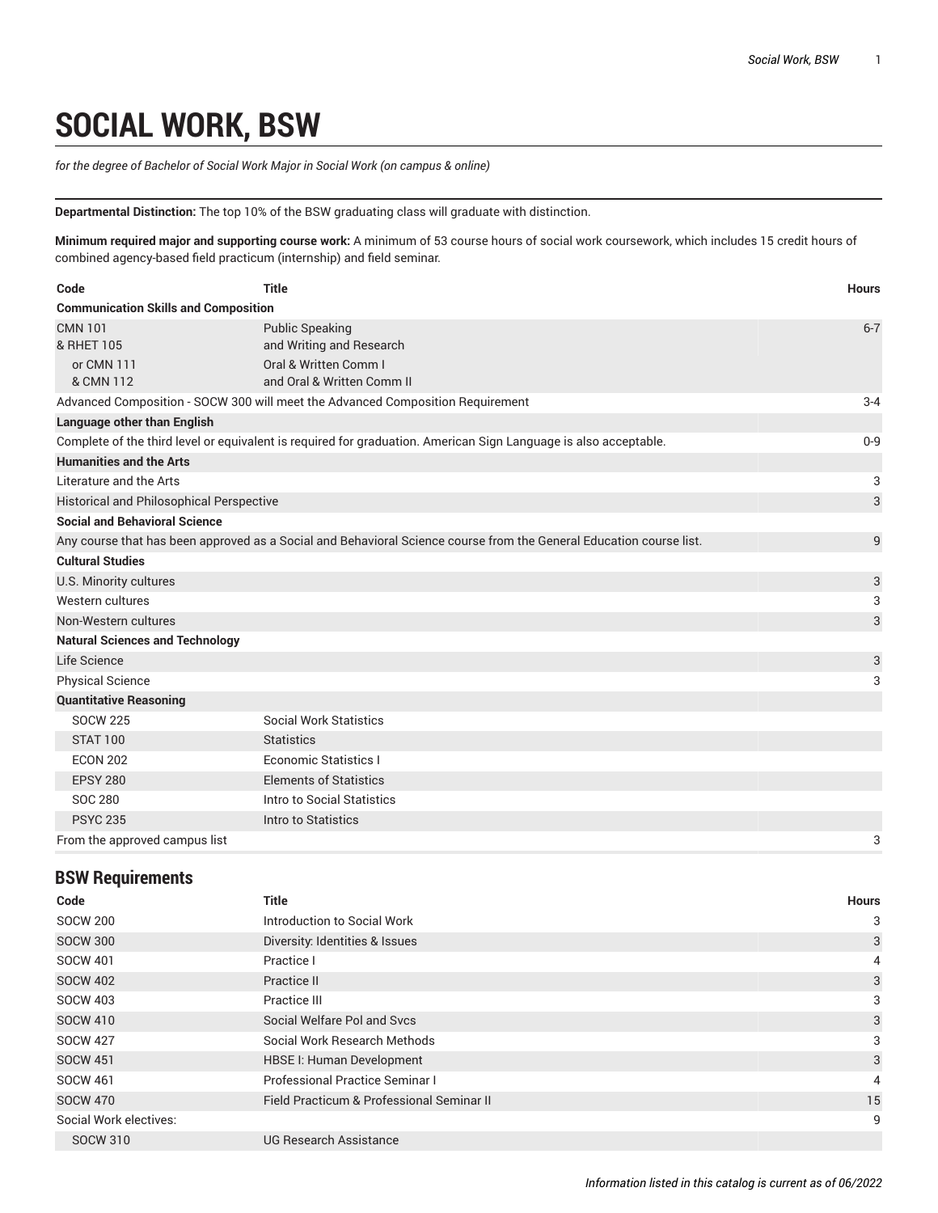# SOCIAL WORK, BSW

*for the degree of Bachelor of Social Work Major in Social Work (on campus & online)*

**Departmental Distinction:** The top 10% of the BSW graduating class will graduate with distinction.

**Minimum required major and supporting course work:** A minimum of 53 course hours of social work coursework, which includes 15 credit hours of combined agency-based field practicum (internship) and field seminar.

| Code | Title | Hours |
|---|---|---|
| **Communication Skills and Composition** | | |
| CMN 101<br>& RHET 105 | Public Speaking<br>and Writing and Research | 6-7 |
| or CMN 111<br>& CMN 112 | Oral & Written Comm I<br>and Oral & Written Comm II | |
| Advanced Composition - SOCW 300 will meet the Advanced Composition Requirement | | 3-4 |
| **Language other than English** | | |
| Complete of the third level or equivalent is required for graduation. American Sign Language is also acceptable. | | 0-9 |
| **Humanities and the Arts** | | |
| Literature and the Arts | | 3 |
| Historical and Philosophical Perspective | | 3 |
| **Social and Behavioral Science** | | |
| Any course that has been approved as a Social and Behavioral Science course from the General Education course list. | | 9 |
| **Cultural Studies** | | |
| U.S. Minority cultures | | 3 |
| Western cultures | | 3 |
| Non-Western cultures | | 3 |
| **Natural Sciences and Technology** | | |
| Life Science | | 3 |
| Physical Science | | 3 |
| **Quantitative Reasoning** | | |
| SOCW 225 | Social Work Statistics | |
| STAT 100 | Statistics | |
| ECON 202 | Economic Statistics I | |
| EPSY 280 | Elements of Statistics | |
| SOC 280 | Intro to Social Statistics | |
| PSYC 235 | Intro to Statistics | |
| From the approved campus list | | 3 |

## BSW Requirements

| Code | Title | Hours |
|---|---|---|
| SOCW 200 | Introduction to Social Work | 3 |
| SOCW 300 | Diversity: Identities & Issues | 3 |
| SOCW 401 | Practice I | 4 |
| SOCW 402 | Practice II | 3 |
| SOCW 403 | Practice III | 3 |
| SOCW 410 | Social Welfare Pol and Svcs | 3 |
| SOCW 427 | Social Work Research Methods | 3 |
| SOCW 451 | HBSE I: Human Development | 3 |
| SOCW 461 | Professional Practice Seminar I | 4 |
| SOCW 470 | Field Practicum & Professional Seminar II | 15 |
| Social Work electives: | | 9 |
| SOCW 310 | UG Research Assistance | |

*Information listed in this catalog is current as of 06/2022*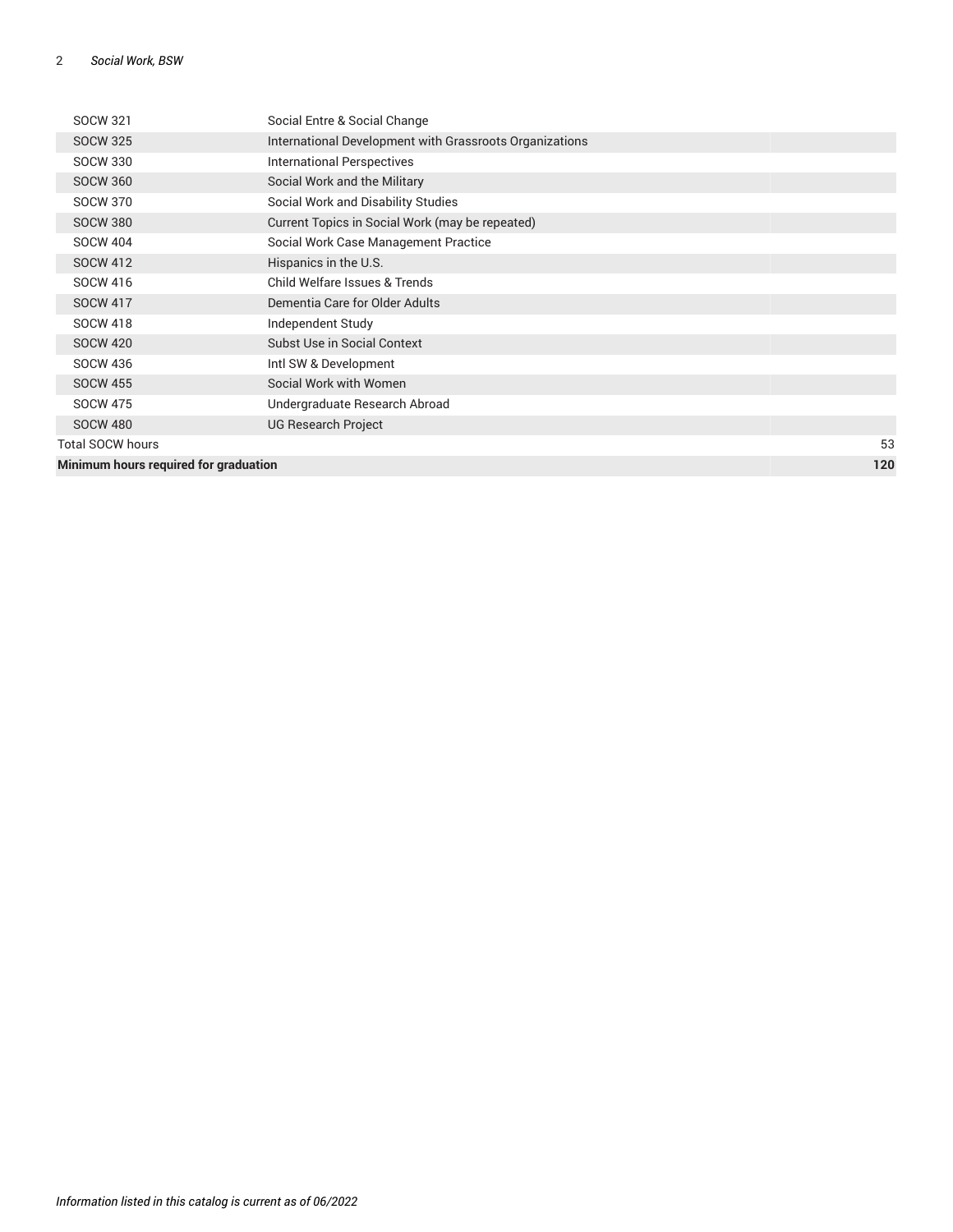| | | |
|---|---|---|
| SOCW 321 | Social Entre & Social Change | |
| SOCW 325 | International Development with Grassroots Organizations | |
| SOCW 330 | International Perspectives | |
| SOCW 360 | Social Work and the Military | |
| SOCW 370 | Social Work and Disability Studies | |
| SOCW 380 | Current Topics in Social Work (may be repeated) | |
| SOCW 404 | Social Work Case Management Practice | |
| SOCW 412 | Hispanics in the U.S. | |
| SOCW 416 | Child Welfare Issues & Trends | |
| SOCW 417 | Dementia Care for Older Adults | |
| SOCW 418 | Independent Study | |
| SOCW 420 | Subst Use in Social Context | |
| SOCW 436 | Intl SW & Development | |
| SOCW 455 | Social Work with Women | |
| SOCW 475 | Undergraduate Research Abroad | |
| SOCW 480 | UG Research Project | |
| Total SOCW hours | | 53 |
| **Minimum hours required for graduation** | | **120** |

*Information listed in this catalog is current as of 06/2022*